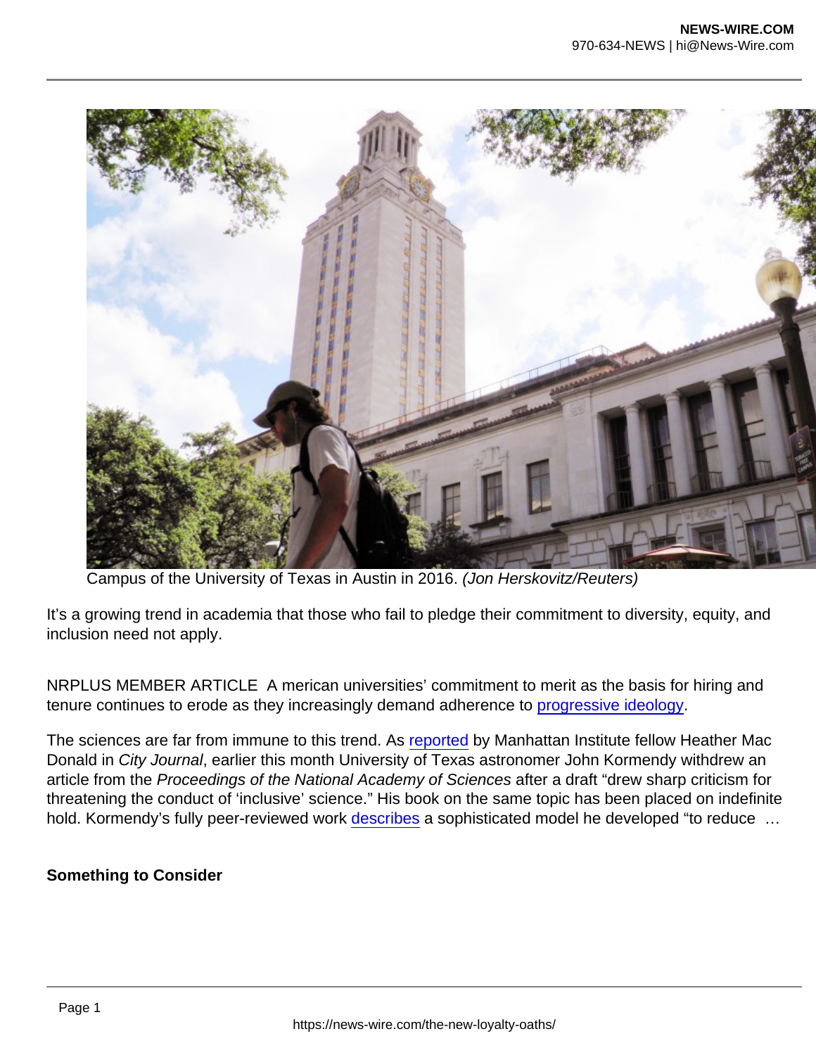Campus of the University of Texas in Austin in 2016. *(Jon Herskovitz/Reuters)*

It's a growing trend in academia that those who fail to pledge their commitment to diversity, equity, and inclusion need not apply.

NRPLUS MEMBER ARTICLE A merican universities' commitment to merit as the basis for hiring and tenure continues to erode as they increasingly demand adherence to progressive ideology.

The sciences are far from immune to this trend. As reported by Manhattan Institute fellow Heather Mac Donald in *City Journal*, earlier this month University of Texas astronomer John Kormendy withdrew an article from the *Proceedings of the National Academy of Sciences* after a draft "drew sharp criticism for threatening the conduct of 'inclusive' science." His book on the same topic has been placed on indefinite hold. Kormendy's fully peer-reviewed work describes a sophisticated model he developed "to reduce …

**Something to Consider**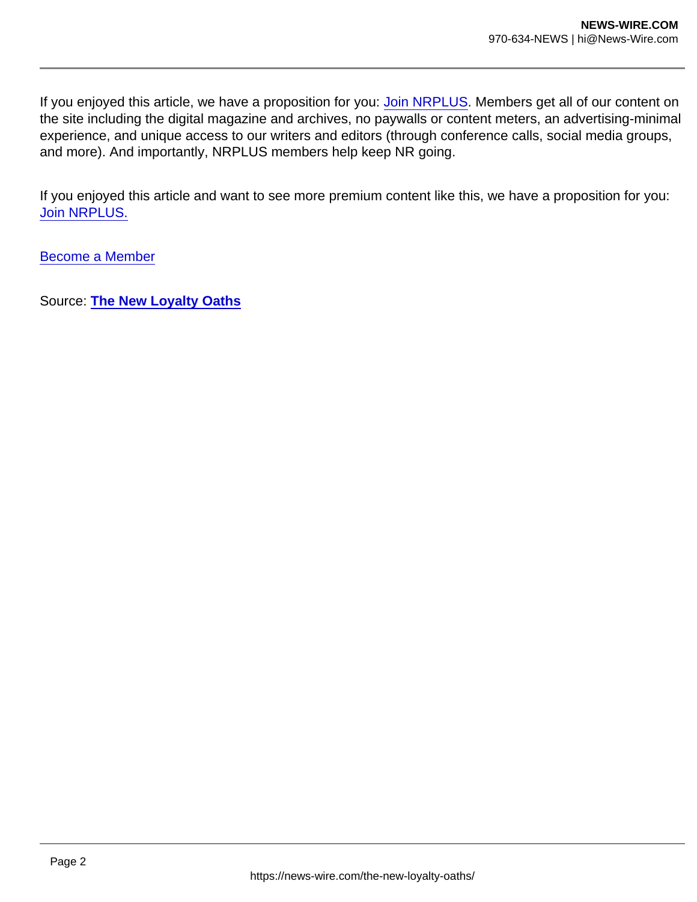If you enjoyed this article, we have a proposition for you: Join NRPLUS. Members get all of our content on the site including the digital magazine and archives, no paywalls or content meters, an advertising-minimal experience, and unique access to our writers and editors (through conference calls, social media groups, and more). And importantly, NRPLUS members help keep NR going.

If you enjoyed this article and want to see more premium content like this, we have a proposition for you: Join NRPLUS.

Become a Member

Source: **The New Loyalty Oaths**